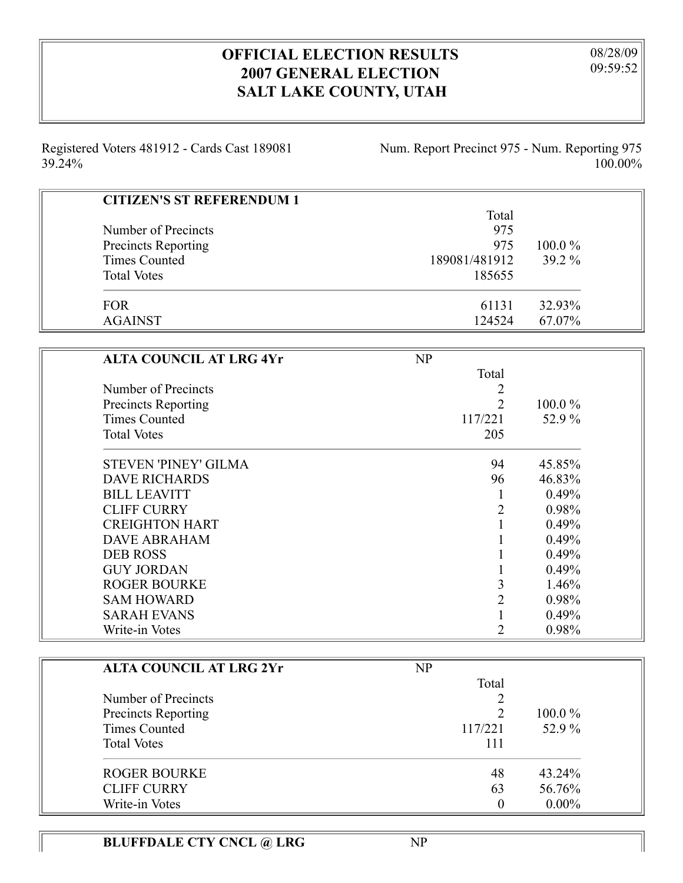# OFFICIAL ELECTION RESULTS
# 2007 GENERAL ELECTION
# SALT LAKE COUNTY, UTAH

08/28/09
09:59:52

Registered Voters 481912 - Cards Cast 189081 39.24%

Num. Report Precinct 975 - Num. Reporting 975 100.00%

## CITIZEN'S ST REFERENDUM 1

| | Total | |
|---|---|---|
| Number of Precincts | 975 | |
| Precincts Reporting | 975 | 100.0 % |
| Times Counted | 189081/481912 | 39.2 % |
| Total Votes | 185655 | |
| FOR | 61131 | 32.93% |
| AGAINST | 124524 | 67.07% |

## ALTA COUNCIL AT LRG 4Yr

NP

| | Total | |
|---|---|---|
| Number of Precincts | 2 | |
| Precincts Reporting | 2 | 100.0 % |
| Times Counted | 117/221 | 52.9 % |
| Total Votes | 205 | |
| STEVEN 'PINEY' GILMA | 94 | 45.85% |
| DAVE RICHARDS | 96 | 46.83% |
| BILL LEAVITT | 1 | 0.49% |
| CLIFF CURRY | 2 | 0.98% |
| CREIGHTON HART | 1 | 0.49% |
| DAVE ABRAHAM | 1 | 0.49% |
| DEB ROSS | 1 | 0.49% |
| GUY JORDAN | 1 | 0.49% |
| ROGER BOURKE | 3 | 1.46% |
| SAM HOWARD | 2 | 0.98% |
| SARAH EVANS | 1 | 0.49% |
| Write-in Votes | 2 | 0.98% |

## ALTA COUNCIL AT LRG 2Yr

NP

| | Total | |
|---|---|---|
| Number of Precincts | 2 | |
| Precincts Reporting | 2 | 100.0 % |
| Times Counted | 117/221 | 52.9 % |
| Total Votes | 111 | |
| ROGER BOURKE | 48 | 43.24% |
| CLIFF CURRY | 63 | 56.76% |
| Write-in Votes | 0 | 0.00% |

## BLUFFDALE CTY CNCL @ LRG

NP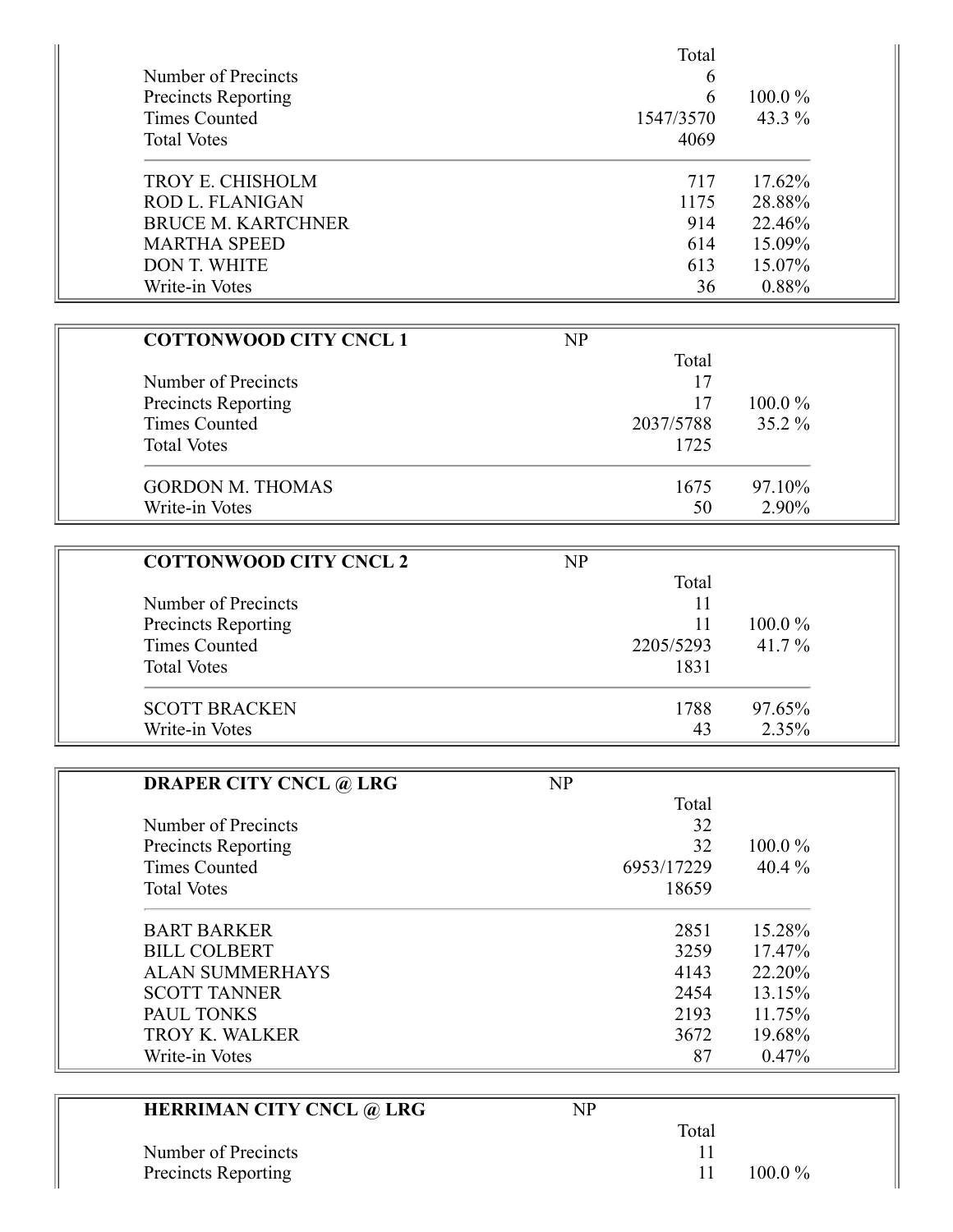| | Total | |
|---|---|---|
| Number of Precincts | 6 | |
| Precincts Reporting | 6 | 100.0 % |
| Times Counted | 1547/3570 | 43.3 % |
| Total Votes | 4069 | |
| TROY E. CHISHOLM | 717 | 17.62% |
| ROD L. FLANIGAN | 1175 | 28.88% |
| BRUCE M. KARTCHNER | 914 | 22.46% |
| MARTHA SPEED | 614 | 15.09% |
| DON T. WHITE | 613 | 15.07% |
| Write-in Votes | 36 | 0.88% |

**COTTONWOOD CITY CNCL 1** NP

| | Total | |
|---|---|---|
| Number of Precincts | 17 | |
| Precincts Reporting | 17 | 100.0 % |
| Times Counted | 2037/5788 | 35.2 % |
| Total Votes | 1725 | |
| GORDON M. THOMAS | 1675 | 97.10% |
| Write-in Votes | 50 | 2.90% |

**COTTONWOOD CITY CNCL 2** NP

| | Total | |
|---|---|---|
| Number of Precincts | 11 | |
| Precincts Reporting | 11 | 100.0 % |
| Times Counted | 2205/5293 | 41.7 % |
| Total Votes | 1831 | |
| SCOTT BRACKEN | 1788 | 97.65% |
| Write-in Votes | 43 | 2.35% |

**DRAPER CITY CNCL @ LRG** NP

| | Total | |
|---|---|---|
| Number of Precincts | 32 | |
| Precincts Reporting | 32 | 100.0 % |
| Times Counted | 6953/17229 | 40.4 % |
| Total Votes | 18659 | |
| BART BARKER | 2851 | 15.28% |
| BILL COLBERT | 3259 | 17.47% |
| ALAN SUMMERHAYS | 4143 | 22.20% |
| SCOTT TANNER | 2454 | 13.15% |
| PAUL TONKS | 2193 | 11.75% |
| TROY K. WALKER | 3672 | 19.68% |
| Write-in Votes | 87 | 0.47% |

**HERRIMAN CITY CNCL @ LRG** NP

| | Total | |
|---|---|---|
| Number of Precincts | 11 | |
| Precincts Reporting | 11 | 100.0 % |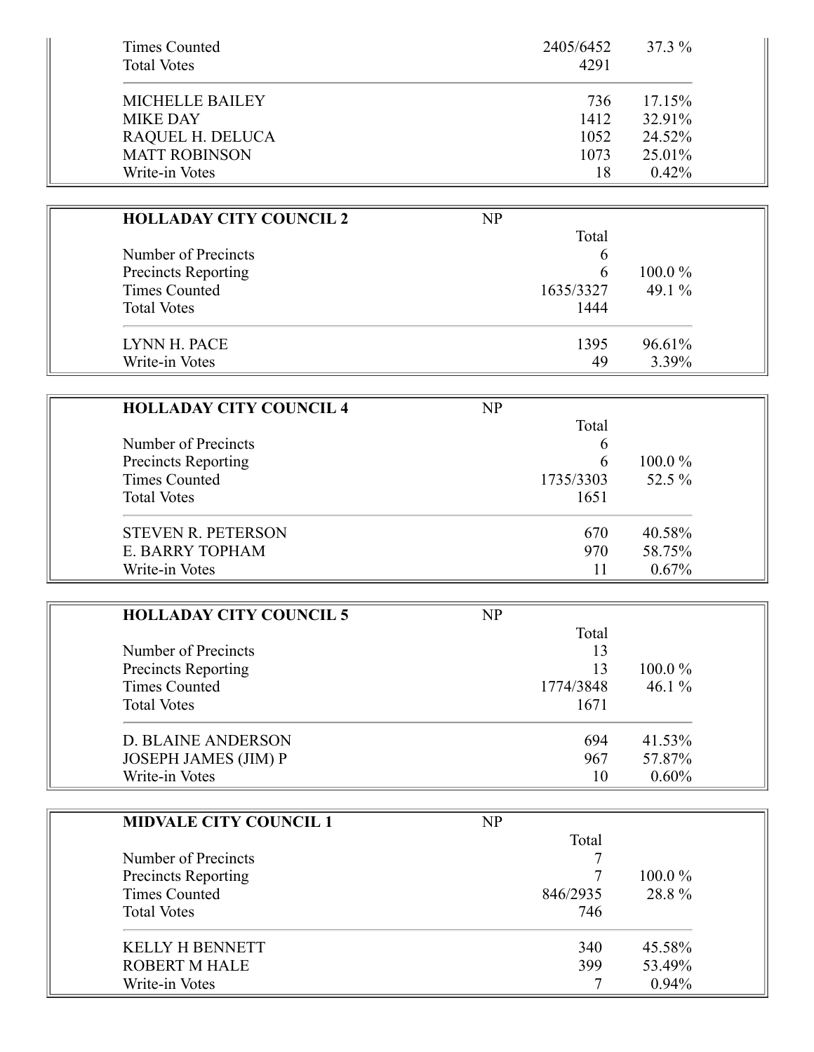| | | |
|---|---|---|
| Times Counted | 2405/6452 | 37.3 % |
| Total Votes | 4291 | |
| MICHELLE BAILEY | 736 | 17.15% |
| MIKE DAY | 1412 | 32.91% |
| RAQUEL H. DELUCA | 1052 | 24.52% |
| MATT ROBINSON | 1073 | 25.01% |
| Write-in Votes | 18 | 0.42% |

| **HOLLADAY CITY COUNCIL 2** | NP | |
|---|---|---|
| | Total | |
| Number of Precincts | 6 | |
| Precincts Reporting | 6 | 100.0 % |
| Times Counted | 1635/3327 | 49.1 % |
| Total Votes | 1444 | |
| LYNN H. PACE | 1395 | 96.61% |
| Write-in Votes | 49 | 3.39% |

| **HOLLADAY CITY COUNCIL 4** | NP | |
|---|---|---|
| | Total | |
| Number of Precincts | 6 | |
| Precincts Reporting | 6 | 100.0 % |
| Times Counted | 1735/3303 | 52.5 % |
| Total Votes | 1651 | |
| STEVEN R. PETERSON | 670 | 40.58% |
| E. BARRY TOPHAM | 970 | 58.75% |
| Write-in Votes | 11 | 0.67% |

| **HOLLADAY CITY COUNCIL 5** | NP | |
|---|---|---|
| | Total | |
| Number of Precincts | 13 | |
| Precincts Reporting | 13 | 100.0 % |
| Times Counted | 1774/3848 | 46.1 % |
| Total Votes | 1671 | |
| D. BLAINE ANDERSON | 694 | 41.53% |
| JOSEPH JAMES (JIM) P | 967 | 57.87% |
| Write-in Votes | 10 | 0.60% |

| **MIDVALE CITY COUNCIL 1** | NP | |
|---|---|---|
| | Total | |
| Number of Precincts | 7 | |
| Precincts Reporting | 7 | 100.0 % |
| Times Counted | 846/2935 | 28.8 % |
| Total Votes | 746 | |
| KELLY H BENNETT | 340 | 45.58% |
| ROBERT M HALE | 399 | 53.49% |
| Write-in Votes | 7 | 0.94% |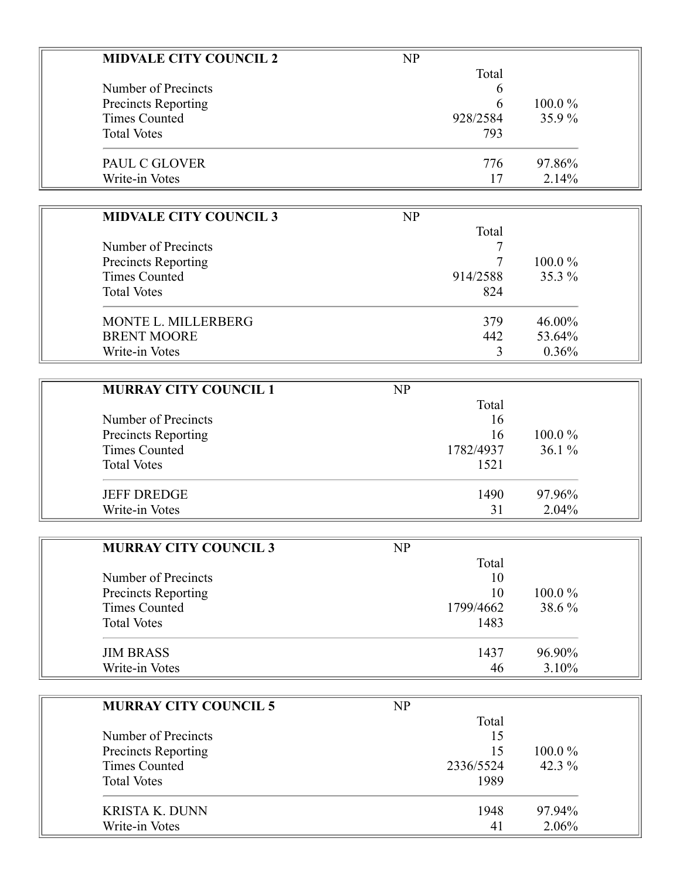**MIDVALE CITY COUNCIL 2** NP

| | Total | |
|---|---|---|
| Number of Precincts | 6 | |
| Precincts Reporting | 6 | 100.0 % |
| Times Counted | 928/2584 | 35.9 % |
| Total Votes | 793 | |
| PAUL C GLOVER | 776 | 97.86% |
| Write-in Votes | 17 | 2.14% |

**MIDVALE CITY COUNCIL 3** NP

| | Total | |
|---|---|---|
| Number of Precincts | 7 | |
| Precincts Reporting | 7 | 100.0 % |
| Times Counted | 914/2588 | 35.3 % |
| Total Votes | 824 | |
| MONTE L. MILLERBERG | 379 | 46.00% |
| BRENT MOORE | 442 | 53.64% |
| Write-in Votes | 3 | 0.36% |

**MURRAY CITY COUNCIL 1** NP

| | Total | |
|---|---|---|
| Number of Precincts | 16 | |
| Precincts Reporting | 16 | 100.0 % |
| Times Counted | 1782/4937 | 36.1 % |
| Total Votes | 1521 | |
| JEFF DREDGE | 1490 | 97.96% |
| Write-in Votes | 31 | 2.04% |

**MURRAY CITY COUNCIL 3** NP

| | Total | |
|---|---|---|
| Number of Precincts | 10 | |
| Precincts Reporting | 10 | 100.0 % |
| Times Counted | 1799/4662 | 38.6 % |
| Total Votes | 1483 | |
| JIM BRASS | 1437 | 96.90% |
| Write-in Votes | 46 | 3.10% |

**MURRAY CITY COUNCIL 5** NP

| | Total | |
|---|---|---|
| Number of Precincts | 15 | |
| Precincts Reporting | 15 | 100.0 % |
| Times Counted | 2336/5524 | 42.3 % |
| Total Votes | 1989 | |
| KRISTA K. DUNN | 1948 | 97.94% |
| Write-in Votes | 41 | 2.06% |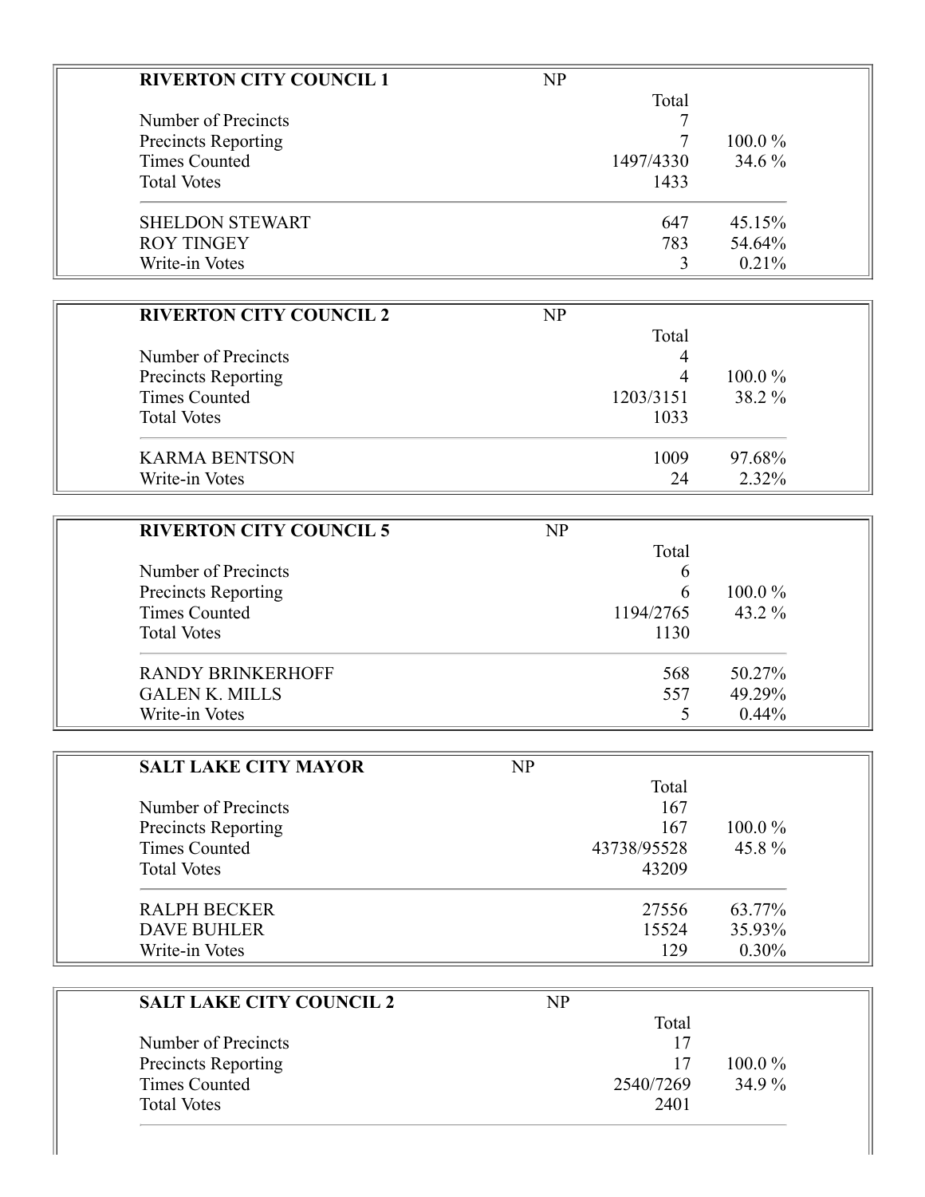| RIVERTON CITY COUNCIL 1 | NP | |
|---|---|---|
| | Total | |
| Number of Precincts | 7 | |
| Precincts Reporting | 7 | 100.0 % |
| Times Counted | 1497/4330 | 34.6 % |
| Total Votes | 1433 | |
| SHELDON STEWART | 647 | 45.15% |
| ROY TINGEY | 783 | 54.64% |
| Write-in Votes | 3 | 0.21% |

| RIVERTON CITY COUNCIL 2 | NP | |
|---|---|---|
| | Total | |
| Number of Precincts | 4 | |
| Precincts Reporting | 4 | 100.0 % |
| Times Counted | 1203/3151 | 38.2 % |
| Total Votes | 1033 | |
| KARMA BENTSON | 1009 | 97.68% |
| Write-in Votes | 24 | 2.32% |

| RIVERTON CITY COUNCIL 5 | NP | |
|---|---|---|
| | Total | |
| Number of Precincts | 6 | |
| Precincts Reporting | 6 | 100.0 % |
| Times Counted | 1194/2765 | 43.2 % |
| Total Votes | 1130 | |
| RANDY BRINKERHOFF | 568 | 50.27% |
| GALEN K. MILLS | 557 | 49.29% |
| Write-in Votes | 5 | 0.44% |

| SALT LAKE CITY MAYOR | NP | |
|---|---|---|
| | Total | |
| Number of Precincts | 167 | |
| Precincts Reporting | 167 | 100.0 % |
| Times Counted | 43738/95528 | 45.8 % |
| Total Votes | 43209 | |
| RALPH BECKER | 27556 | 63.77% |
| DAVE BUHLER | 15524 | 35.93% |
| Write-in Votes | 129 | 0.30% |

| SALT LAKE CITY COUNCIL 2 | NP | |
|---|---|---|
| | Total | |
| Number of Precincts | 17 | |
| Precincts Reporting | 17 | 100.0 % |
| Times Counted | 2540/7269 | 34.9 % |
| Total Votes | 2401 | |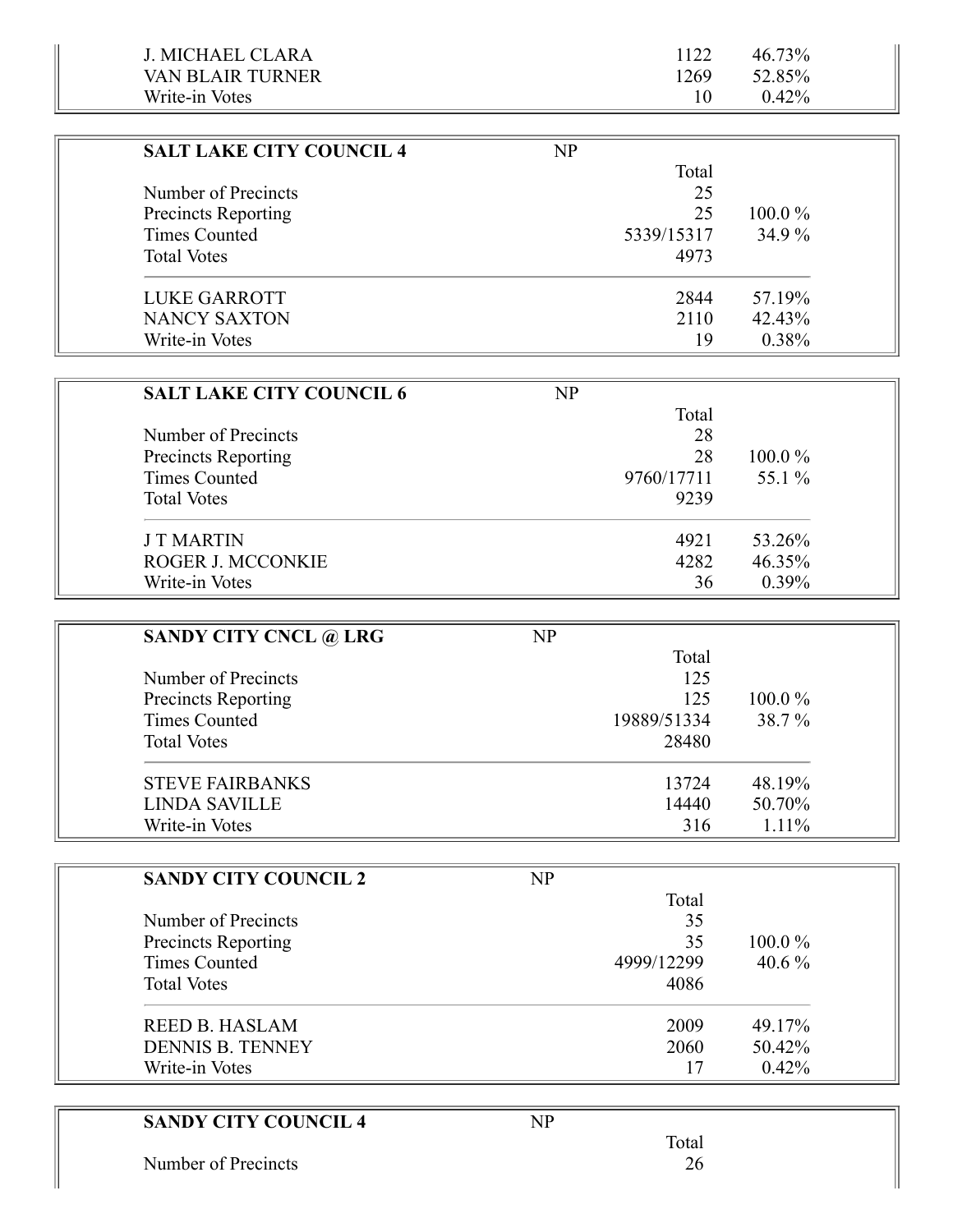| | | |
|---|---|---|
| J. MICHAEL CLARA | 1122 | 46.73% |
| VAN BLAIR TURNER | 1269 | 52.85% |
| Write-in Votes | 10 | 0.42% |

| SALT LAKE CITY COUNCIL 4 | NP | |
|---|---|---|
| | Total | |
| Number of Precincts | 25 | |
| Precincts Reporting | 25 | 100.0 % |
| Times Counted | 5339/15317 | 34.9 % |
| Total Votes | 4973 | |
| LUKE GARROTT | 2844 | 57.19% |
| NANCY SAXTON | 2110 | 42.43% |
| Write-in Votes | 19 | 0.38% |

| SALT LAKE CITY COUNCIL 6 | NP | |
|---|---|---|
| | Total | |
| Number of Precincts | 28 | |
| Precincts Reporting | 28 | 100.0 % |
| Times Counted | 9760/17711 | 55.1 % |
| Total Votes | 9239 | |
| J T MARTIN | 4921 | 53.26% |
| ROGER J. MCCONKIE | 4282 | 46.35% |
| Write-in Votes | 36 | 0.39% |

| SANDY CITY CNCL @ LRG | NP | |
|---|---|---|
| | Total | |
| Number of Precincts | 125 | |
| Precincts Reporting | 125 | 100.0 % |
| Times Counted | 19889/51334 | 38.7 % |
| Total Votes | 28480 | |
| STEVE FAIRBANKS | 13724 | 48.19% |
| LINDA SAVILLE | 14440 | 50.70% |
| Write-in Votes | 316 | 1.11% |

| SANDY CITY COUNCIL 2 | NP | |
|---|---|---|
| | Total | |
| Number of Precincts | 35 | |
| Precincts Reporting | 35 | 100.0 % |
| Times Counted | 4999/12299 | 40.6 % |
| Total Votes | 4086 | |
| REED B. HASLAM | 2009 | 49.17% |
| DENNIS B. TENNEY | 2060 | 50.42% |
| Write-in Votes | 17 | 0.42% |

| SANDY CITY COUNCIL 4 | NP | |
|---|---|---|
| | Total | |
| Number of Precincts | 26 | |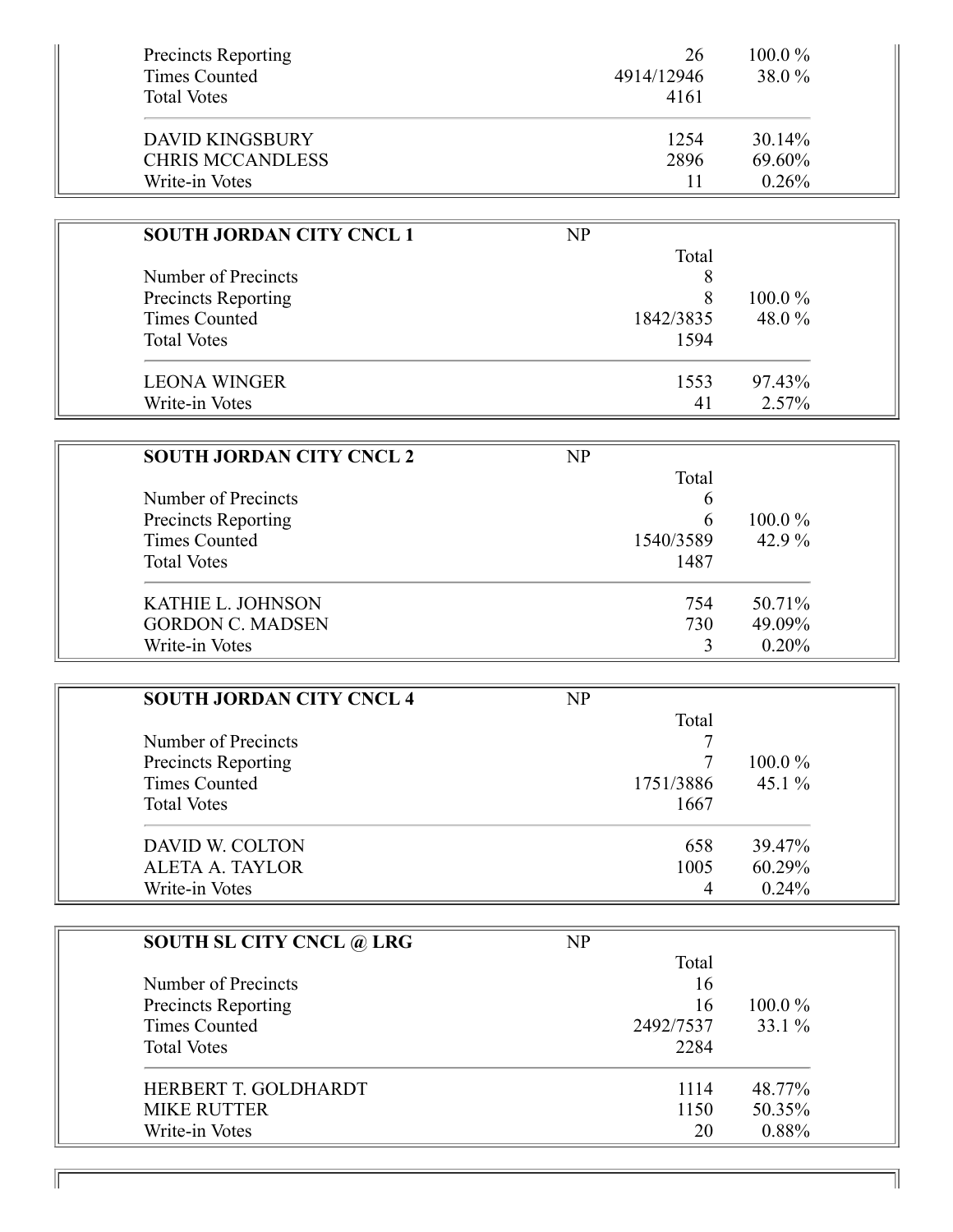| | | |
|---|---|---|
| Precincts Reporting | 26 | 100.0 % |
| Times Counted | 4914/12946 | 38.0 % |
| Total Votes | 4161 | |
| DAVID KINGSBURY | 1254 | 30.14% |
| CHRIS MCCANDLESS | 2896 | 69.60% |
| Write-in Votes | 11 | 0.26% |

| **SOUTH JORDAN CITY CNCL 1** | NP | |
|---|---|---|
| | Total | |
| Number of Precincts | 8 | |
| Precincts Reporting | 8 | 100.0 % |
| Times Counted | 1842/3835 | 48.0 % |
| Total Votes | 1594 | |
| LEONA WINGER | 1553 | 97.43% |
| Write-in Votes | 41 | 2.57% |

| **SOUTH JORDAN CITY CNCL 2** | NP | |
|---|---|---|
| | Total | |
| Number of Precincts | 6 | |
| Precincts Reporting | 6 | 100.0 % |
| Times Counted | 1540/3589 | 42.9 % |
| Total Votes | 1487 | |
| KATHIE L. JOHNSON | 754 | 50.71% |
| GORDON C. MADSEN | 730 | 49.09% |
| Write-in Votes | 3 | 0.20% |

| **SOUTH JORDAN CITY CNCL 4** | NP | |
|---|---|---|
| | Total | |
| Number of Precincts | 7 | |
| Precincts Reporting | 7 | 100.0 % |
| Times Counted | 1751/3886 | 45.1 % |
| Total Votes | 1667 | |
| DAVID W. COLTON | 658 | 39.47% |
| ALETA A. TAYLOR | 1005 | 60.29% |
| Write-in Votes | 4 | 0.24% |

| **SOUTH SL CITY CNCL @ LRG** | NP | |
|---|---|---|
| | Total | |
| Number of Precincts | 16 | |
| Precincts Reporting | 16 | 100.0 % |
| Times Counted | 2492/7537 | 33.1 % |
| Total Votes | 2284 | |
| HERBERT T. GOLDHARDT | 1114 | 48.77% |
| MIKE RUTTER | 1150 | 50.35% |
| Write-in Votes | 20 | 0.88% |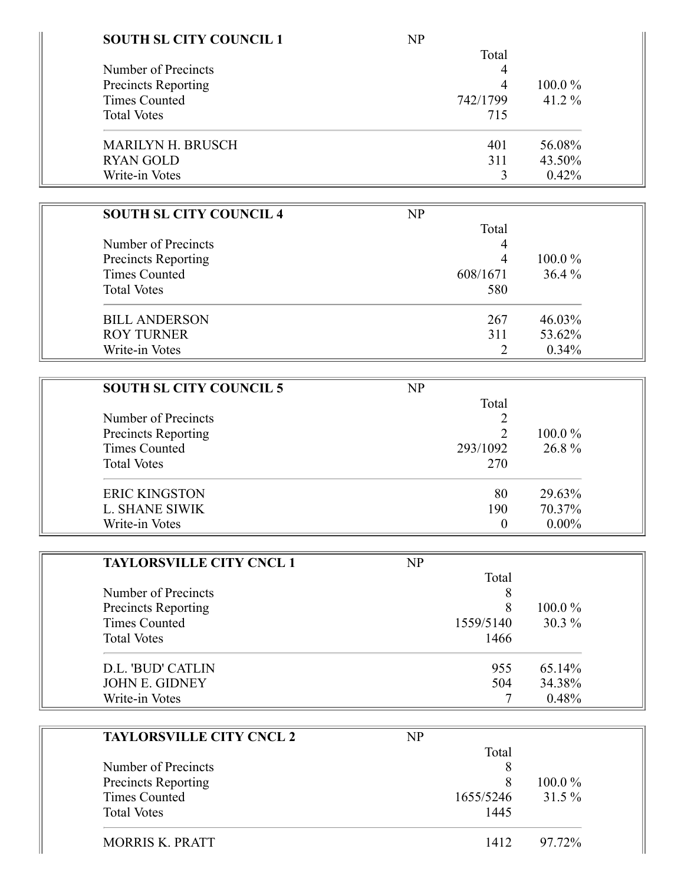| SOUTH SL CITY COUNCIL 1 | NP | |
|---|---|---|
| | Total | |
| Number of Precincts | 4 | |
| Precincts Reporting | 4 | 100.0 % |
| Times Counted | 742/1799 | 41.2 % |
| Total Votes | 715 | |
| MARILYN H. BRUSCH | 401 | 56.08% |
| RYAN GOLD | 311 | 43.50% |
| Write-in Votes | 3 | 0.42% |

| SOUTH SL CITY COUNCIL 4 | NP | |
|---|---|---|
| | Total | |
| Number of Precincts | 4 | |
| Precincts Reporting | 4 | 100.0 % |
| Times Counted | 608/1671 | 36.4 % |
| Total Votes | 580 | |
| BILL ANDERSON | 267 | 46.03% |
| ROY TURNER | 311 | 53.62% |
| Write-in Votes | 2 | 0.34% |

| SOUTH SL CITY COUNCIL 5 | NP | |
|---|---|---|
| | Total | |
| Number of Precincts | 2 | |
| Precincts Reporting | 2 | 100.0 % |
| Times Counted | 293/1092 | 26.8 % |
| Total Votes | 270 | |
| ERIC KINGSTON | 80 | 29.63% |
| L. SHANE SIWIK | 190 | 70.37% |
| Write-in Votes | 0 | 0.00% |

| TAYLORSVILLE CITY CNCL 1 | NP | |
|---|---|---|
| | Total | |
| Number of Precincts | 8 | |
| Precincts Reporting | 8 | 100.0 % |
| Times Counted | 1559/5140 | 30.3 % |
| Total Votes | 1466 | |
| D.L. 'BUD' CATLIN | 955 | 65.14% |
| JOHN E. GIDNEY | 504 | 34.38% |
| Write-in Votes | 7 | 0.48% |

| TAYLORSVILLE CITY CNCL 2 | NP | |
|---|---|---|
| | Total | |
| Number of Precincts | 8 | |
| Precincts Reporting | 8 | 100.0 % |
| Times Counted | 1655/5246 | 31.5 % |
| Total Votes | 1445 | |
| MORRIS K. PRATT | 1412 | 97.72% |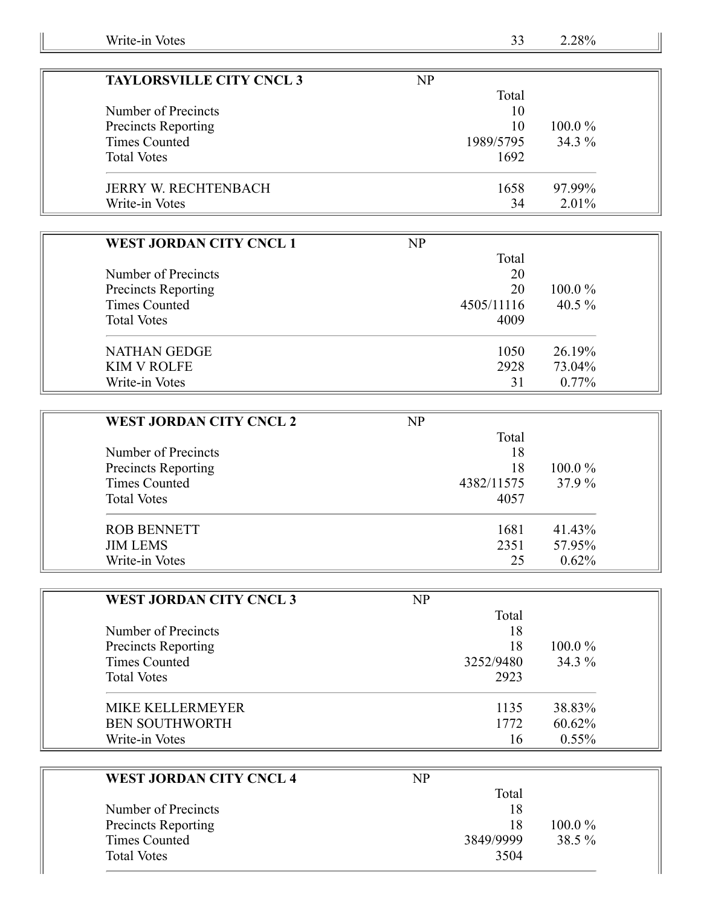| | | |
|---|---|---|
| Write-in Votes | 33 | 2.28% |

| TAYLORSVILLE CITY CNCL 3 | NP | |
|---|---|---|
| | Total | |
| Number of Precincts | 10 | |
| Precincts Reporting | 10 | 100.0 % |
| Times Counted | 1989/5795 | 34.3 % |
| Total Votes | 1692 | |
| JERRY W. RECHTENBACH | 1658 | 97.99% |
| Write-in Votes | 34 | 2.01% |

| WEST JORDAN CITY CNCL 1 | NP | |
|---|---|---|
| | Total | |
| Number of Precincts | 20 | |
| Precincts Reporting | 20 | 100.0 % |
| Times Counted | 4505/11116 | 40.5 % |
| Total Votes | 4009 | |
| NATHAN GEDGE | 1050 | 26.19% |
| KIM V ROLFE | 2928 | 73.04% |
| Write-in Votes | 31 | 0.77% |

| WEST JORDAN CITY CNCL 2 | NP | |
|---|---|---|
| | Total | |
| Number of Precincts | 18 | |
| Precincts Reporting | 18 | 100.0 % |
| Times Counted | 4382/11575 | 37.9 % |
| Total Votes | 4057 | |
| ROB BENNETT | 1681 | 41.43% |
| JIM LEMS | 2351 | 57.95% |
| Write-in Votes | 25 | 0.62% |

| WEST JORDAN CITY CNCL 3 | NP | |
|---|---|---|
| | Total | |
| Number of Precincts | 18 | |
| Precincts Reporting | 18 | 100.0 % |
| Times Counted | 3252/9480 | 34.3 % |
| Total Votes | 2923 | |
| MIKE KELLERMEYER | 1135 | 38.83% |
| BEN SOUTHWORTH | 1772 | 60.62% |
| Write-in Votes | 16 | 0.55% |

| WEST JORDAN CITY CNCL 4 | NP | |
|---|---|---|
| | Total | |
| Number of Precincts | 18 | |
| Precincts Reporting | 18 | 100.0 % |
| Times Counted | 3849/9999 | 38.5 % |
| Total Votes | 3504 | |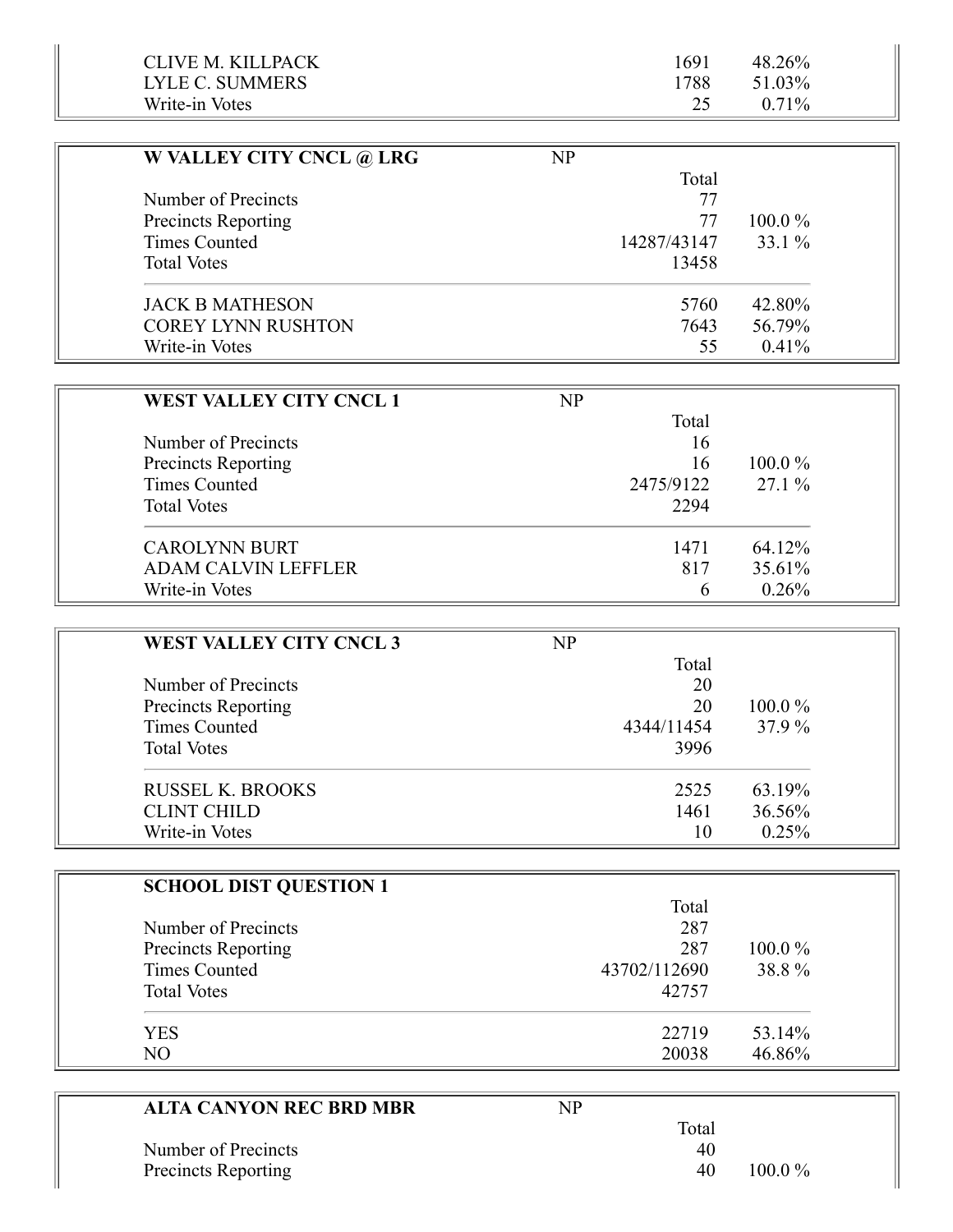| | | |
|---|---|---|
| CLIVE M. KILLPACK | 1691 | 48.26% |
| LYLE C. SUMMERS | 1788 | 51.03% |
| Write-in Votes | 25 | 0.71% |

| **W VALLEY CITY CNCL @ LRG** | NP | |
|---|---|---|
| | Total | |
| Number of Precincts | 77 | |
| Precincts Reporting | 77 | 100.0 % |
| Times Counted | 14287/43147 | 33.1 % |
| Total Votes | 13458 | |
| JACK B MATHESON | 5760 | 42.80% |
| COREY LYNN RUSHTON | 7643 | 56.79% |
| Write-in Votes | 55 | 0.41% |

| **WEST VALLEY CITY CNCL 1** | NP | |
|---|---|---|
| | Total | |
| Number of Precincts | 16 | |
| Precincts Reporting | 16 | 100.0 % |
| Times Counted | 2475/9122 | 27.1 % |
| Total Votes | 2294 | |
| CAROLYNN BURT | 1471 | 64.12% |
| ADAM CALVIN LEFFLER | 817 | 35.61% |
| Write-in Votes | 6 | 0.26% |

| **WEST VALLEY CITY CNCL 3** | NP | |
|---|---|---|
| | Total | |
| Number of Precincts | 20 | |
| Precincts Reporting | 20 | 100.0 % |
| Times Counted | 4344/11454 | 37.9 % |
| Total Votes | 3996 | |
| RUSSEL K. BROOKS | 2525 | 63.19% |
| CLINT CHILD | 1461 | 36.56% |
| Write-in Votes | 10 | 0.25% |

| **SCHOOL DIST QUESTION 1** | | |
|---|---|---|
| | Total | |
| Number of Precincts | 287 | |
| Precincts Reporting | 287 | 100.0 % |
| Times Counted | 43702/112690 | 38.8 % |
| Total Votes | 42757 | |
| YES | 22719 | 53.14% |
| NO | 20038 | 46.86% |

| **ALTA CANYON REC BRD MBR** | NP | |
|---|---|---|
| | Total | |
| Number of Precincts | 40 | |
| Precincts Reporting | 40 | 100.0 % |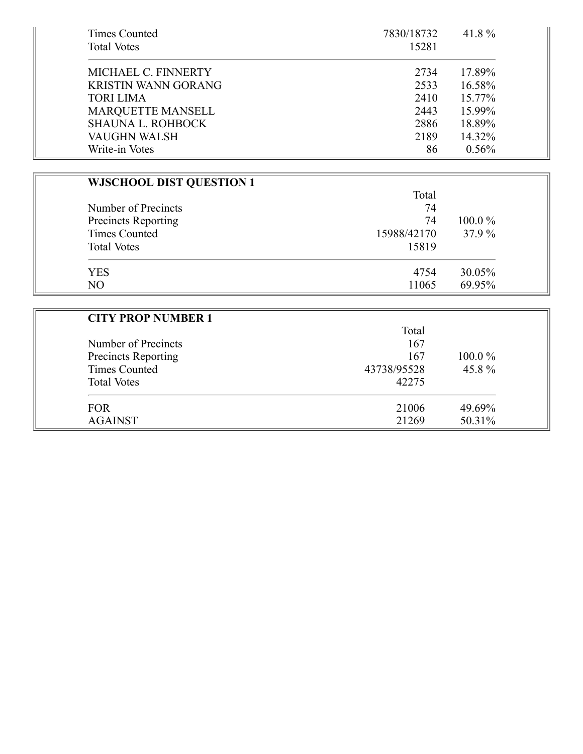| | | |
|---|---|---|
| Times Counted | 7830/18732 | 41.8 % |
| Total Votes | 15281 | |
| MICHAEL C. FINNERTY | 2734 | 17.89% |
| KRISTIN WANN GORANG | 2533 | 16.58% |
| TORI LIMA | 2410 | 15.77% |
| MARQUETTE MANSELL | 2443 | 15.99% |
| SHAUNA L. ROHBOCK | 2886 | 18.89% |
| VAUGHN WALSH | 2189 | 14.32% |
| Write-in Votes | 86 | 0.56% |

**WJSCHOOL DIST QUESTION 1**

| | Total | |
|---|---|---|
| Number of Precincts | 74 | |
| Precincts Reporting | 74 | 100.0 % |
| Times Counted | 15988/42170 | 37.9 % |
| Total Votes | 15819 | |
| YES | 4754 | 30.05% |
| NO | 11065 | 69.95% |

**CITY PROP NUMBER 1**

| | Total | |
|---|---|---|
| Number of Precincts | 167 | |
| Precincts Reporting | 167 | 100.0 % |
| Times Counted | 43738/95528 | 45.8 % |
| Total Votes | 42275 | |
| FOR | 21006 | 49.69% |
| AGAINST | 21269 | 50.31% |